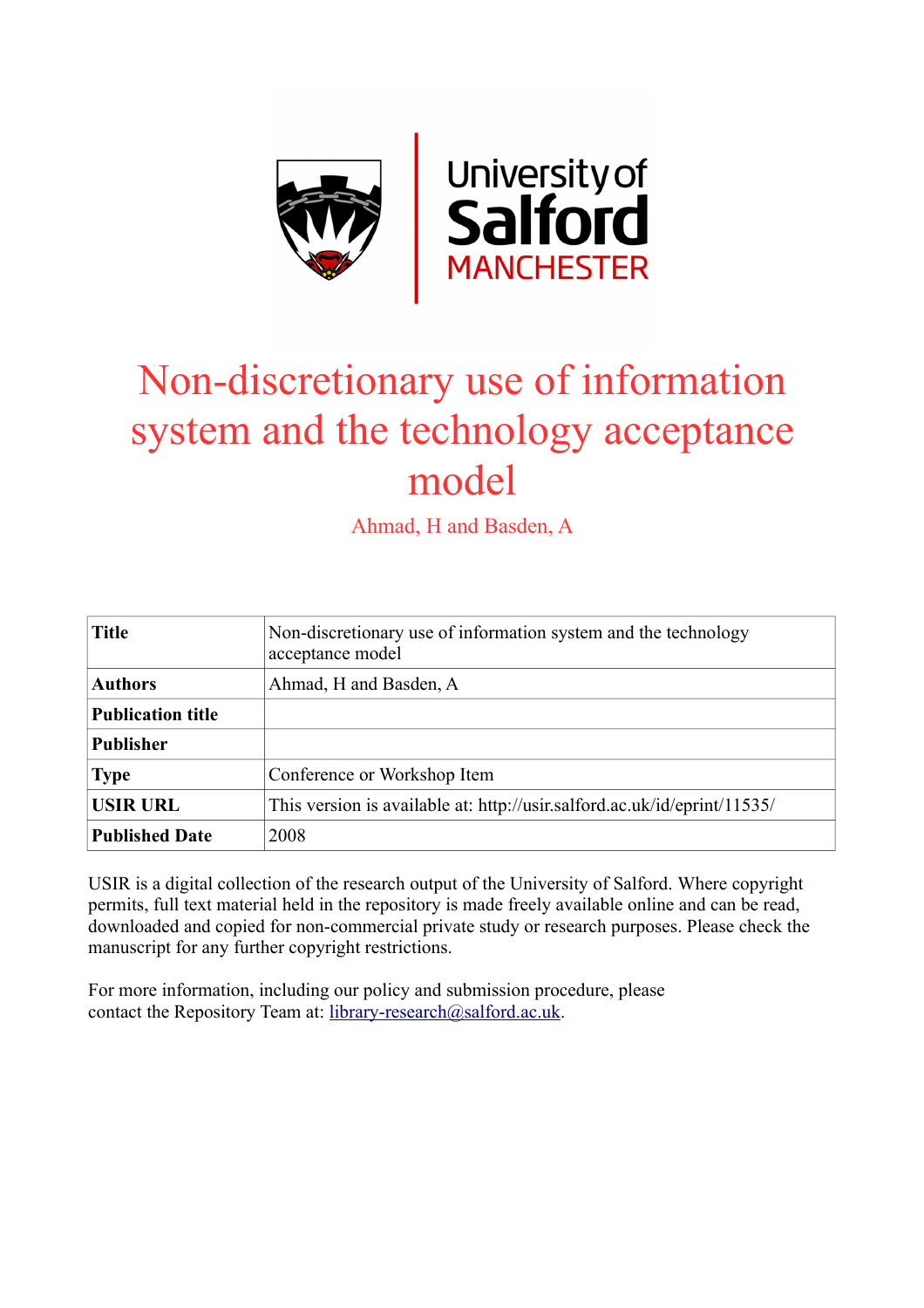# Non-discretionary use of information system and the technology acceptance model

Ahmad, H and Basden, A

| | |
|---|---|
| **Title** | Non-discretionary use of information system and the technology acceptance model |
| **Authors** | Ahmad, H and Basden, A |
| **Publication title** | |
| **Publisher** | |
| **Type** | Conference or Workshop Item |
| **USIR URL** | This version is available at: http://usir.salford.ac.uk/id/eprint/11535/ |
| **Published Date** | 2008 |

USIR is a digital collection of the research output of the University of Salford. Where copyright permits, full text material held in the repository is made freely available online and can be read, downloaded and copied for non-commercial private study or research purposes. Please check the manuscript for any further copyright restrictions.

For more information, including our policy and submission procedure, please contact the Repository Team at: library-research@salford.ac.uk.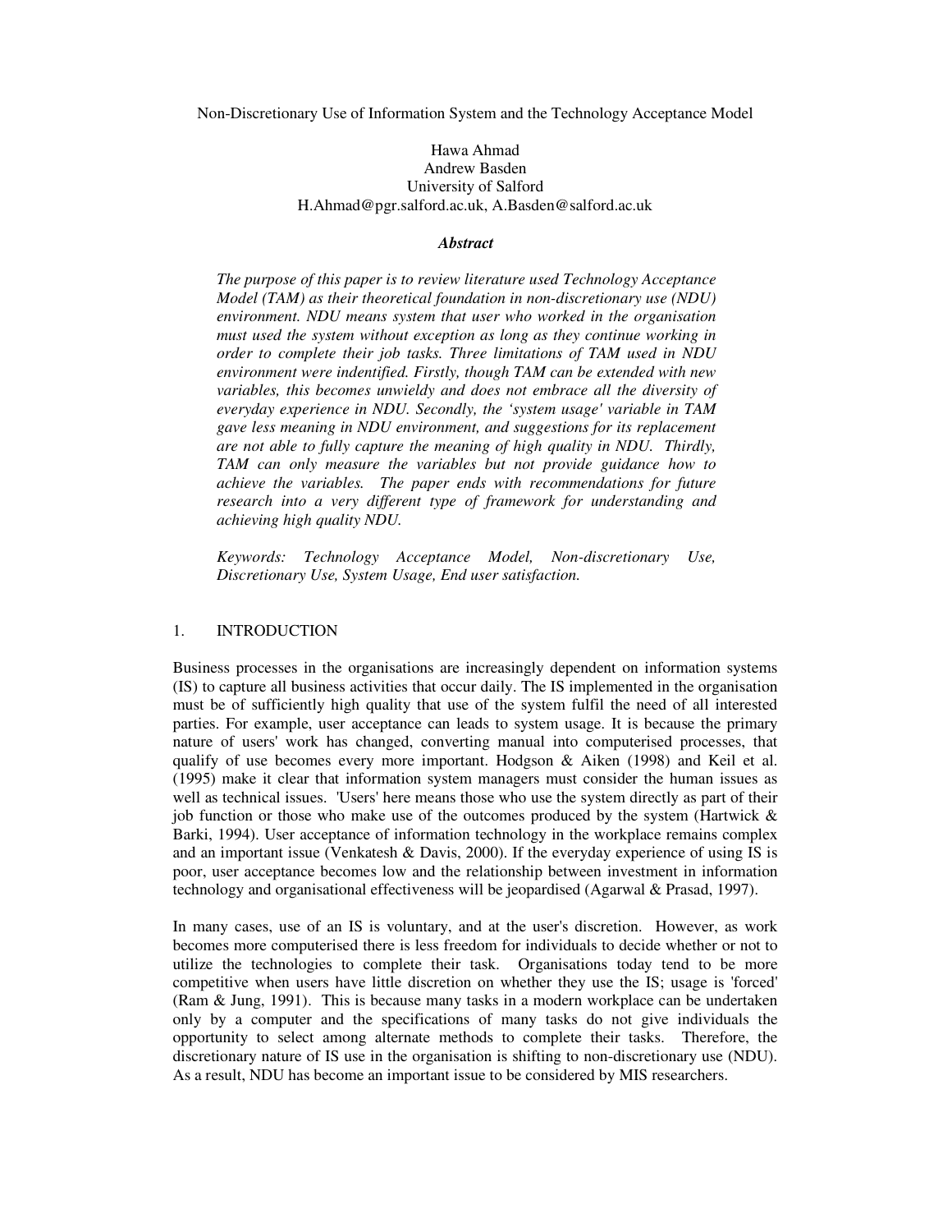Non-Discretionary Use of Information System and the Technology Acceptance Model

Hawa Ahmad
Andrew Basden
University of Salford
H.Ahmad@pgr.salford.ac.uk, A.Basden@salford.ac.uk

***Abstract***

*The purpose of this paper is to review literature used Technology Acceptance Model (TAM) as their theoretical foundation in non-discretionary use (NDU) environment. NDU means system that user who worked in the organisation must used the system without exception as long as they continue working in order to complete their job tasks. Three limitations of TAM used in NDU environment were indentified. Firstly, though TAM can be extended with new variables, this becomes unwieldy and does not embrace all the diversity of everyday experience in NDU. Secondly, the 'system usage' variable in TAM gave less meaning in NDU environment, and suggestions for its replacement are not able to fully capture the meaning of high quality in NDU. Thirdly, TAM can only measure the variables but not provide guidance how to achieve the variables. The paper ends with recommendations for future research into a very different type of framework for understanding and achieving high quality NDU.*

*Keywords: Technology Acceptance Model, Non-discretionary Use, Discretionary Use, System Usage, End user satisfaction.*

## 1. INTRODUCTION

Business processes in the organisations are increasingly dependent on information systems (IS) to capture all business activities that occur daily. The IS implemented in the organisation must be of sufficiently high quality that use of the system fulfil the need of all interested parties. For example, user acceptance can leads to system usage. It is because the primary nature of users' work has changed, converting manual into computerised processes, that qualify of use becomes every more important. Hodgson & Aiken (1998) and Keil et al. (1995) make it clear that information system managers must consider the human issues as well as technical issues. 'Users' here means those who use the system directly as part of their job function or those who make use of the outcomes produced by the system (Hartwick & Barki, 1994). User acceptance of information technology in the workplace remains complex and an important issue (Venkatesh & Davis, 2000). If the everyday experience of using IS is poor, user acceptance becomes low and the relationship between investment in information technology and organisational effectiveness will be jeopardised (Agarwal & Prasad, 1997).

In many cases, use of an IS is voluntary, and at the user's discretion. However, as work becomes more computerised there is less freedom for individuals to decide whether or not to utilize the technologies to complete their task. Organisations today tend to be more competitive when users have little discretion on whether they use the IS; usage is 'forced' (Ram & Jung, 1991). This is because many tasks in a modern workplace can be undertaken only by a computer and the specifications of many tasks do not give individuals the opportunity to select among alternate methods to complete their tasks. Therefore, the discretionary nature of IS use in the organisation is shifting to non-discretionary use (NDU). As a result, NDU has become an important issue to be considered by MIS researchers.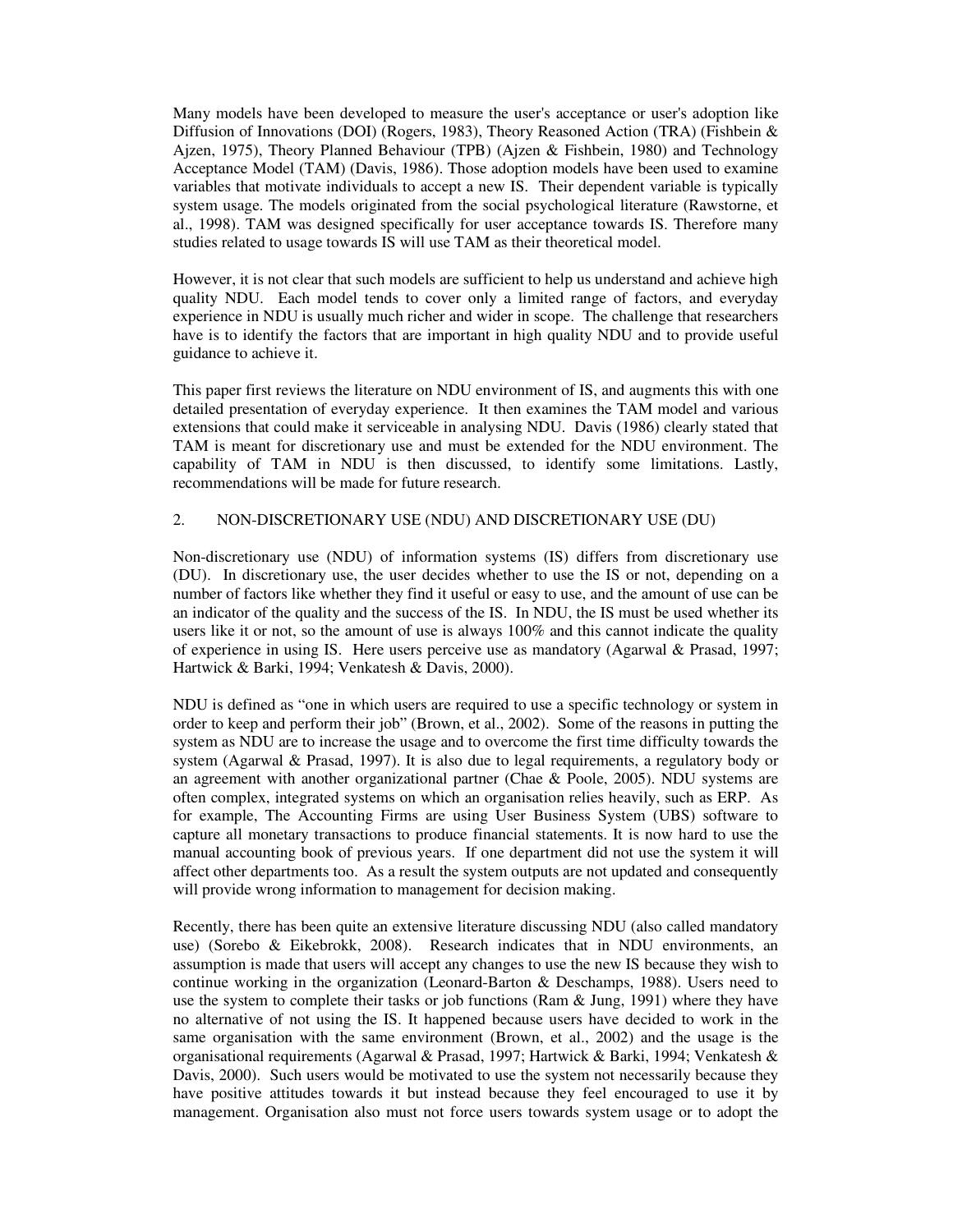Many models have been developed to measure the user's acceptance or user's adoption like Diffusion of Innovations (DOI) (Rogers, 1983), Theory Reasoned Action (TRA) (Fishbein & Ajzen, 1975), Theory Planned Behaviour (TPB) (Ajzen & Fishbein, 1980) and Technology Acceptance Model (TAM) (Davis, 1986). Those adoption models have been used to examine variables that motivate individuals to accept a new IS. Their dependent variable is typically system usage. The models originated from the social psychological literature (Rawstorne, et al., 1998). TAM was designed specifically for user acceptance towards IS. Therefore many studies related to usage towards IS will use TAM as their theoretical model.

However, it is not clear that such models are sufficient to help us understand and achieve high quality NDU. Each model tends to cover only a limited range of factors, and everyday experience in NDU is usually much richer and wider in scope. The challenge that researchers have is to identify the factors that are important in high quality NDU and to provide useful guidance to achieve it.

This paper first reviews the literature on NDU environment of IS, and augments this with one detailed presentation of everyday experience. It then examines the TAM model and various extensions that could make it serviceable in analysing NDU. Davis (1986) clearly stated that TAM is meant for discretionary use and must be extended for the NDU environment. The capability of TAM in NDU is then discussed, to identify some limitations. Lastly, recommendations will be made for future research.

## 2. NON-DISCRETIONARY USE (NDU) AND DISCRETIONARY USE (DU)

Non-discretionary use (NDU) of information systems (IS) differs from discretionary use (DU). In discretionary use, the user decides whether to use the IS or not, depending on a number of factors like whether they find it useful or easy to use, and the amount of use can be an indicator of the quality and the success of the IS. In NDU, the IS must be used whether its users like it or not, so the amount of use is always 100% and this cannot indicate the quality of experience in using IS. Here users perceive use as mandatory (Agarwal & Prasad, 1997; Hartwick & Barki, 1994; Venkatesh & Davis, 2000).

NDU is defined as "one in which users are required to use a specific technology or system in order to keep and perform their job" (Brown, et al., 2002). Some of the reasons in putting the system as NDU are to increase the usage and to overcome the first time difficulty towards the system (Agarwal & Prasad, 1997). It is also due to legal requirements, a regulatory body or an agreement with another organizational partner (Chae & Poole, 2005). NDU systems are often complex, integrated systems on which an organisation relies heavily, such as ERP. As for example, The Accounting Firms are using User Business System (UBS) software to capture all monetary transactions to produce financial statements. It is now hard to use the manual accounting book of previous years. If one department did not use the system it will affect other departments too. As a result the system outputs are not updated and consequently will provide wrong information to management for decision making.

Recently, there has been quite an extensive literature discussing NDU (also called mandatory use) (Sorebo & Eikebrokk, 2008). Research indicates that in NDU environments, an assumption is made that users will accept any changes to use the new IS because they wish to continue working in the organization (Leonard-Barton & Deschamps, 1988). Users need to use the system to complete their tasks or job functions (Ram & Jung, 1991) where they have no alternative of not using the IS. It happened because users have decided to work in the same organisation with the same environment (Brown, et al., 2002) and the usage is the organisational requirements (Agarwal & Prasad, 1997; Hartwick & Barki, 1994; Venkatesh & Davis, 2000). Such users would be motivated to use the system not necessarily because they have positive attitudes towards it but instead because they feel encouraged to use it by management. Organisation also must not force users towards system usage or to adopt the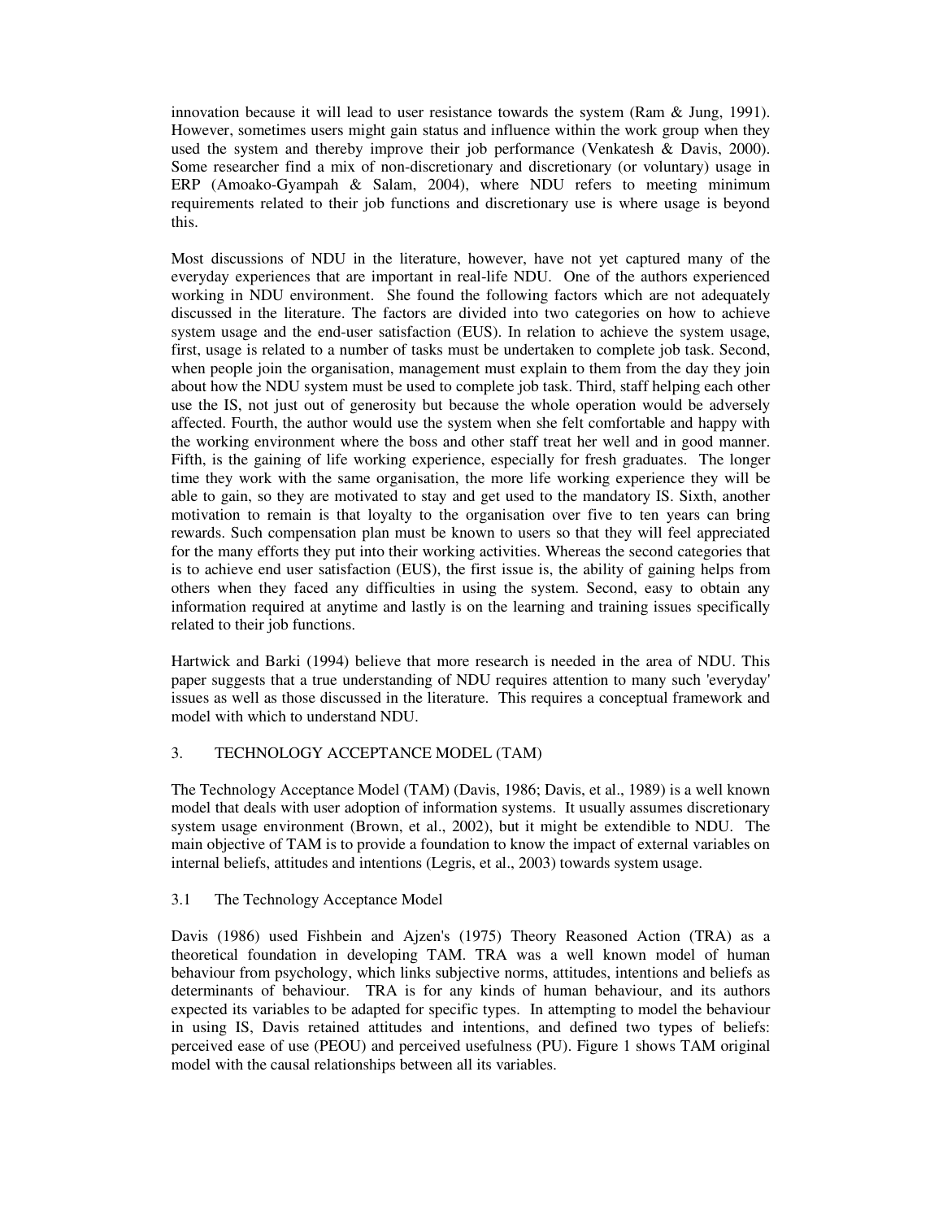innovation because it will lead to user resistance towards the system (Ram & Jung, 1991). However, sometimes users might gain status and influence within the work group when they used the system and thereby improve their job performance (Venkatesh & Davis, 2000). Some researcher find a mix of non-discretionary and discretionary (or voluntary) usage in ERP (Amoako-Gyampah & Salam, 2004), where NDU refers to meeting minimum requirements related to their job functions and discretionary use is where usage is beyond this.

Most discussions of NDU in the literature, however, have not yet captured many of the everyday experiences that are important in real-life NDU. One of the authors experienced working in NDU environment. She found the following factors which are not adequately discussed in the literature. The factors are divided into two categories on how to achieve system usage and the end-user satisfaction (EUS). In relation to achieve the system usage, first, usage is related to a number of tasks must be undertaken to complete job task. Second, when people join the organisation, management must explain to them from the day they join about how the NDU system must be used to complete job task. Third, staff helping each other use the IS, not just out of generosity but because the whole operation would be adversely affected. Fourth, the author would use the system when she felt comfortable and happy with the working environment where the boss and other staff treat her well and in good manner. Fifth, is the gaining of life working experience, especially for fresh graduates. The longer time they work with the same organisation, the more life working experience they will be able to gain, so they are motivated to stay and get used to the mandatory IS. Sixth, another motivation to remain is that loyalty to the organisation over five to ten years can bring rewards. Such compensation plan must be known to users so that they will feel appreciated for the many efforts they put into their working activities. Whereas the second categories that is to achieve end user satisfaction (EUS), the first issue is, the ability of gaining helps from others when they faced any difficulties in using the system. Second, easy to obtain any information required at anytime and lastly is on the learning and training issues specifically related to their job functions.

Hartwick and Barki (1994) believe that more research is needed in the area of NDU. This paper suggests that a true understanding of NDU requires attention to many such 'everyday' issues as well as those discussed in the literature. This requires a conceptual framework and model with which to understand NDU.

## 3. TECHNOLOGY ACCEPTANCE MODEL (TAM)

The Technology Acceptance Model (TAM) (Davis, 1986; Davis, et al., 1989) is a well known model that deals with user adoption of information systems. It usually assumes discretionary system usage environment (Brown, et al., 2002), but it might be extendible to NDU. The main objective of TAM is to provide a foundation to know the impact of external variables on internal beliefs, attitudes and intentions (Legris, et al., 2003) towards system usage.

### 3.1 The Technology Acceptance Model

Davis (1986) used Fishbein and Ajzen's (1975) Theory Reasoned Action (TRA) as a theoretical foundation in developing TAM. TRA was a well known model of human behaviour from psychology, which links subjective norms, attitudes, intentions and beliefs as determinants of behaviour. TRA is for any kinds of human behaviour, and its authors expected its variables to be adapted for specific types. In attempting to model the behaviour in using IS, Davis retained attitudes and intentions, and defined two types of beliefs: perceived ease of use (PEOU) and perceived usefulness (PU). Figure 1 shows TAM original model with the causal relationships between all its variables.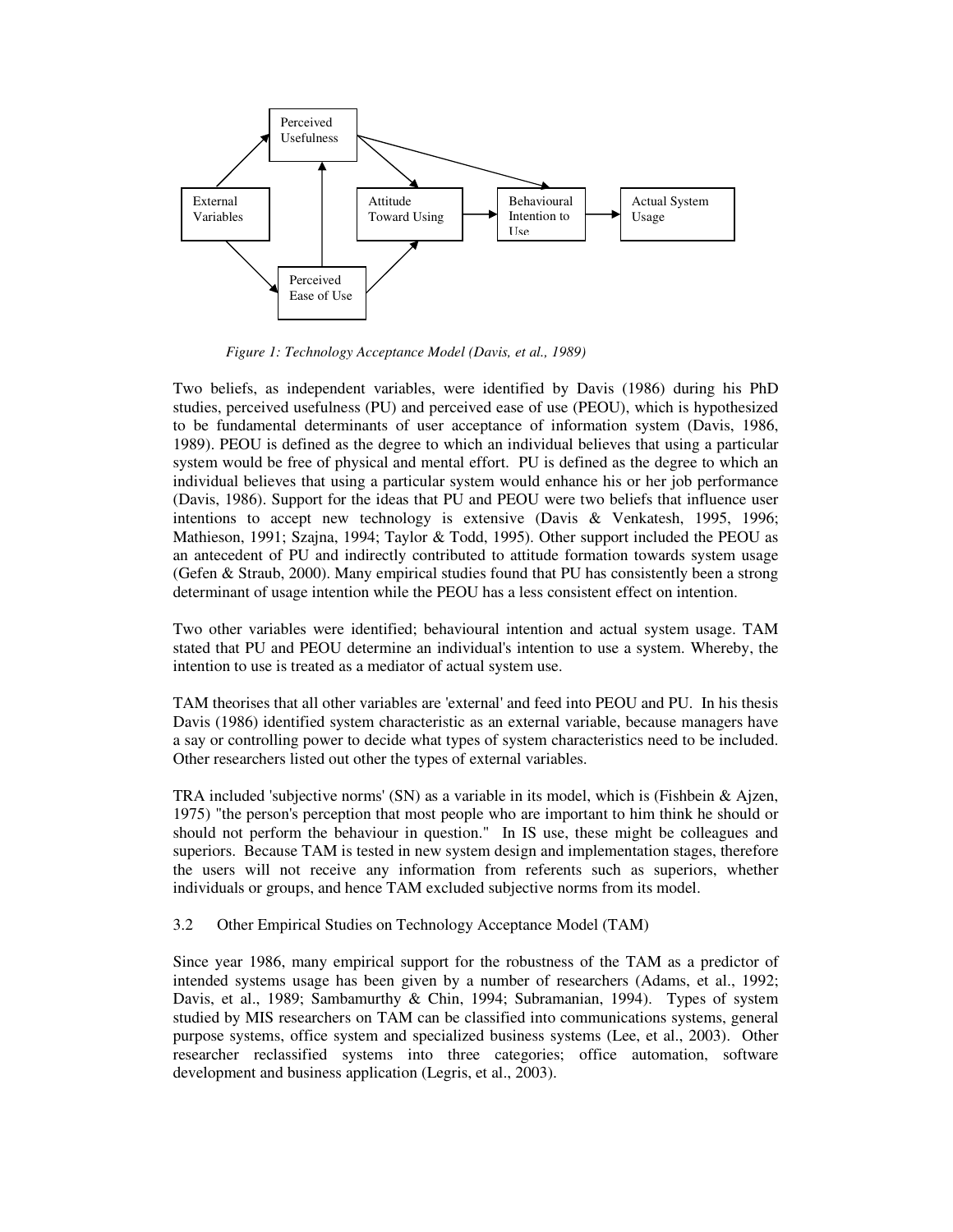Figure 1: Technology Acceptance Model (Davis, et al., 1989)

Two beliefs, as independent variables, were identified by Davis (1986) during his PhD studies, perceived usefulness (PU) and perceived ease of use (PEOU), which is hypothesized to be fundamental determinants of user acceptance of information system (Davis, 1986, 1989). PEOU is defined as the degree to which an individual believes that using a particular system would be free of physical and mental effort. PU is defined as the degree to which an individual believes that using a particular system would enhance his or her job performance (Davis, 1986). Support for the ideas that PU and PEOU were two beliefs that influence user intentions to accept new technology is extensive (Davis & Venkatesh, 1995, 1996; Mathieson, 1991; Szajna, 1994; Taylor & Todd, 1995). Other support included the PEOU as an antecedent of PU and indirectly contributed to attitude formation towards system usage (Gefen & Straub, 2000). Many empirical studies found that PU has consistently been a strong determinant of usage intention while the PEOU has a less consistent effect on intention.

Two other variables were identified; behavioural intention and actual system usage. TAM stated that PU and PEOU determine an individual's intention to use a system. Whereby, the intention to use is treated as a mediator of actual system use.

TAM theorises that all other variables are 'external' and feed into PEOU and PU. In his thesis Davis (1986) identified system characteristic as an external variable, because managers have a say or controlling power to decide what types of system characteristics need to be included. Other researchers listed out other the types of external variables.

TRA included 'subjective norms' (SN) as a variable in its model, which is (Fishbein & Ajzen, 1975) "the person's perception that most people who are important to him think he should or should not perform the behaviour in question." In IS use, these might be colleagues and superiors. Because TAM is tested in new system design and implementation stages, therefore the users will not receive any information from referents such as superiors, whether individuals or groups, and hence TAM excluded subjective norms from its model.

## 3.2 Other Empirical Studies on Technology Acceptance Model (TAM)

Since year 1986, many empirical support for the robustness of the TAM as a predictor of intended systems usage has been given by a number of researchers (Adams, et al., 1992; Davis, et al., 1989; Sambamurthy & Chin, 1994; Subramanian, 1994). Types of system studied by MIS researchers on TAM can be classified into communications systems, general purpose systems, office system and specialized business systems (Lee, et al., 2003). Other researcher reclassified systems into three categories; office automation, software development and business application (Legris, et al., 2003).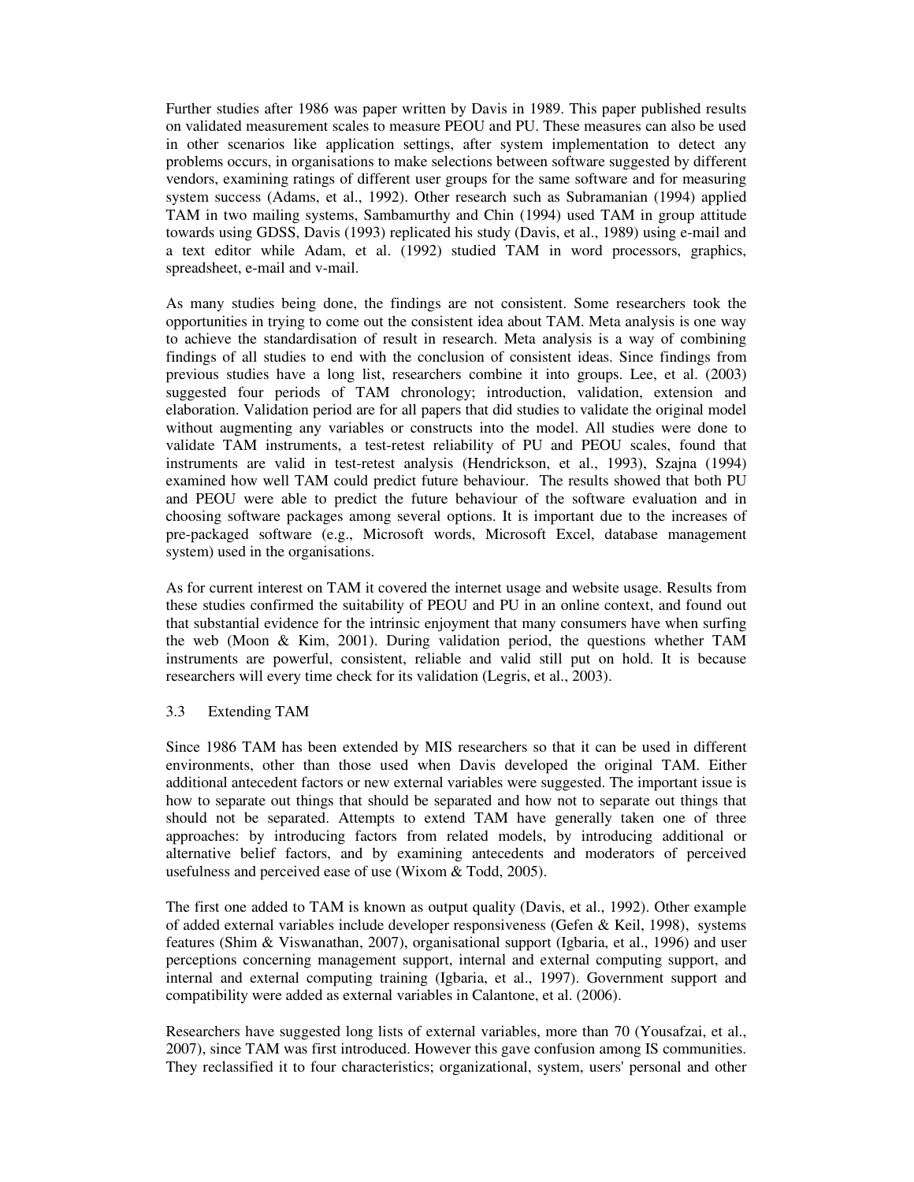Further studies after 1986 was paper written by Davis in 1989. This paper published results on validated measurement scales to measure PEOU and PU. These measures can also be used in other scenarios like application settings, after system implementation to detect any problems occurs, in organisations to make selections between software suggested by different vendors, examining ratings of different user groups for the same software and for measuring system success (Adams, et al., 1992). Other research such as Subramanian (1994) applied TAM in two mailing systems, Sambamurthy and Chin (1994) used TAM in group attitude towards using GDSS, Davis (1993) replicated his study (Davis, et al., 1989) using e-mail and a text editor while Adam, et al. (1992) studied TAM in word processors, graphics, spreadsheet, e-mail and v-mail.

As many studies being done, the findings are not consistent. Some researchers took the opportunities in trying to come out the consistent idea about TAM. Meta analysis is one way to achieve the standardisation of result in research. Meta analysis is a way of combining findings of all studies to end with the conclusion of consistent ideas. Since findings from previous studies have a long list, researchers combine it into groups. Lee, et al. (2003) suggested four periods of TAM chronology; introduction, validation, extension and elaboration. Validation period are for all papers that did studies to validate the original model without augmenting any variables or constructs into the model. All studies were done to validate TAM instruments, a test-retest reliability of PU and PEOU scales, found that instruments are valid in test-retest analysis (Hendrickson, et al., 1993), Szajna (1994) examined how well TAM could predict future behaviour. The results showed that both PU and PEOU were able to predict the future behaviour of the software evaluation and in choosing software packages among several options. It is important due to the increases of pre-packaged software (e.g., Microsoft words, Microsoft Excel, database management system) used in the organisations.

As for current interest on TAM it covered the internet usage and website usage. Results from these studies confirmed the suitability of PEOU and PU in an online context, and found out that substantial evidence for the intrinsic enjoyment that many consumers have when surfing the web (Moon & Kim, 2001). During validation period, the questions whether TAM instruments are powerful, consistent, reliable and valid still put on hold. It is because researchers will every time check for its validation (Legris, et al., 2003).

## 3.3 Extending TAM

Since 1986 TAM has been extended by MIS researchers so that it can be used in different environments, other than those used when Davis developed the original TAM. Either additional antecedent factors or new external variables were suggested. The important issue is how to separate out things that should be separated and how not to separate out things that should not be separated. Attempts to extend TAM have generally taken one of three approaches: by introducing factors from related models, by introducing additional or alternative belief factors, and by examining antecedents and moderators of perceived usefulness and perceived ease of use (Wixom & Todd, 2005).

The first one added to TAM is known as output quality (Davis, et al., 1992). Other example of added external variables include developer responsiveness (Gefen & Keil, 1998), systems features (Shim & Viswanathan, 2007), organisational support (Igbaria, et al., 1996) and user perceptions concerning management support, internal and external computing support, and internal and external computing training (Igbaria, et al., 1997). Government support and compatibility were added as external variables in Calantone, et al. (2006).

Researchers have suggested long lists of external variables, more than 70 (Yousafzai, et al., 2007), since TAM was first introduced. However this gave confusion among IS communities. They reclassified it to four characteristics; organizational, system, users' personal and other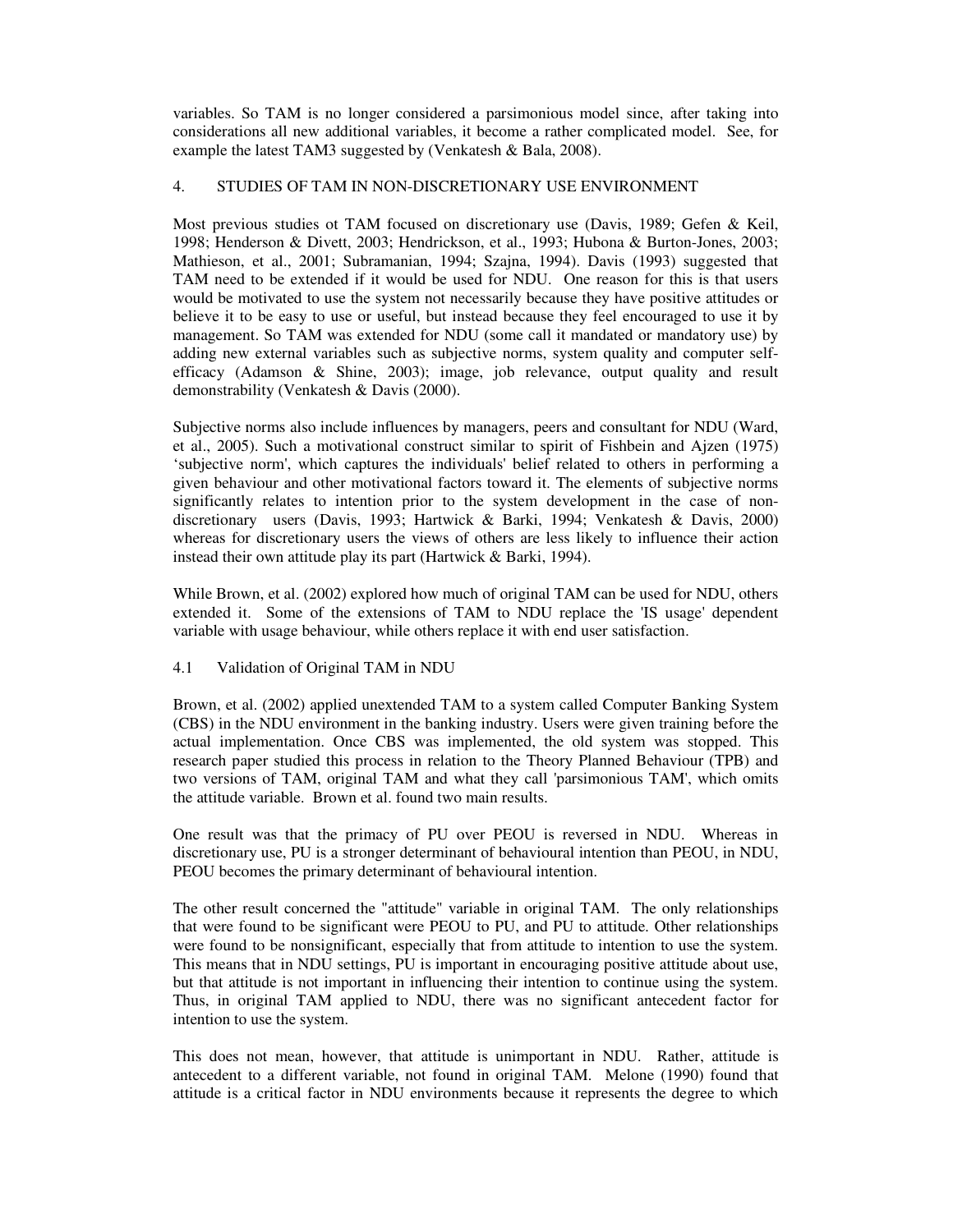variables. So TAM is no longer considered a parsimonious model since, after taking into considerations all new additional variables, it become a rather complicated model. See, for example the latest TAM3 suggested by (Venkatesh & Bala, 2008).

## 4. STUDIES OF TAM IN NON-DISCRETIONARY USE ENVIRONMENT

Most previous studies ot TAM focused on discretionary use (Davis, 1989; Gefen & Keil, 1998; Henderson & Divett, 2003; Hendrickson, et al., 1993; Hubona & Burton-Jones, 2003; Mathieson, et al., 2001; Subramanian, 1994; Szajna, 1994). Davis (1993) suggested that TAM need to be extended if it would be used for NDU. One reason for this is that users would be motivated to use the system not necessarily because they have positive attitudes or believe it to be easy to use or useful, but instead because they feel encouraged to use it by management. So TAM was extended for NDU (some call it mandated or mandatory use) by adding new external variables such as subjective norms, system quality and computer self-efficacy (Adamson & Shine, 2003); image, job relevance, output quality and result demonstrability (Venkatesh & Davis (2000).

Subjective norms also include influences by managers, peers and consultant for NDU (Ward, et al., 2005). Such a motivational construct similar to spirit of Fishbein and Ajzen (1975) 'subjective norm', which captures the individuals' belief related to others in performing a given behaviour and other motivational factors toward it. The elements of subjective norms significantly relates to intention prior to the system development in the case of non-discretionary users (Davis, 1993; Hartwick & Barki, 1994; Venkatesh & Davis, 2000) whereas for discretionary users the views of others are less likely to influence their action instead their own attitude play its part (Hartwick & Barki, 1994).

While Brown, et al. (2002) explored how much of original TAM can be used for NDU, others extended it. Some of the extensions of TAM to NDU replace the 'IS usage' dependent variable with usage behaviour, while others replace it with end user satisfaction.

### 4.1 Validation of Original TAM in NDU

Brown, et al. (2002) applied unextended TAM to a system called Computer Banking System (CBS) in the NDU environment in the banking industry. Users were given training before the actual implementation. Once CBS was implemented, the old system was stopped. This research paper studied this process in relation to the Theory Planned Behaviour (TPB) and two versions of TAM, original TAM and what they call 'parsimonious TAM', which omits the attitude variable. Brown et al. found two main results.

One result was that the primacy of PU over PEOU is reversed in NDU. Whereas in discretionary use, PU is a stronger determinant of behavioural intention than PEOU, in NDU, PEOU becomes the primary determinant of behavioural intention.

The other result concerned the "attitude" variable in original TAM. The only relationships that were found to be significant were PEOU to PU, and PU to attitude. Other relationships were found to be nonsignificant, especially that from attitude to intention to use the system. This means that in NDU settings, PU is important in encouraging positive attitude about use, but that attitude is not important in influencing their intention to continue using the system. Thus, in original TAM applied to NDU, there was no significant antecedent factor for intention to use the system.

This does not mean, however, that attitude is unimportant in NDU. Rather, attitude is antecedent to a different variable, not found in original TAM. Melone (1990) found that attitude is a critical factor in NDU environments because it represents the degree to which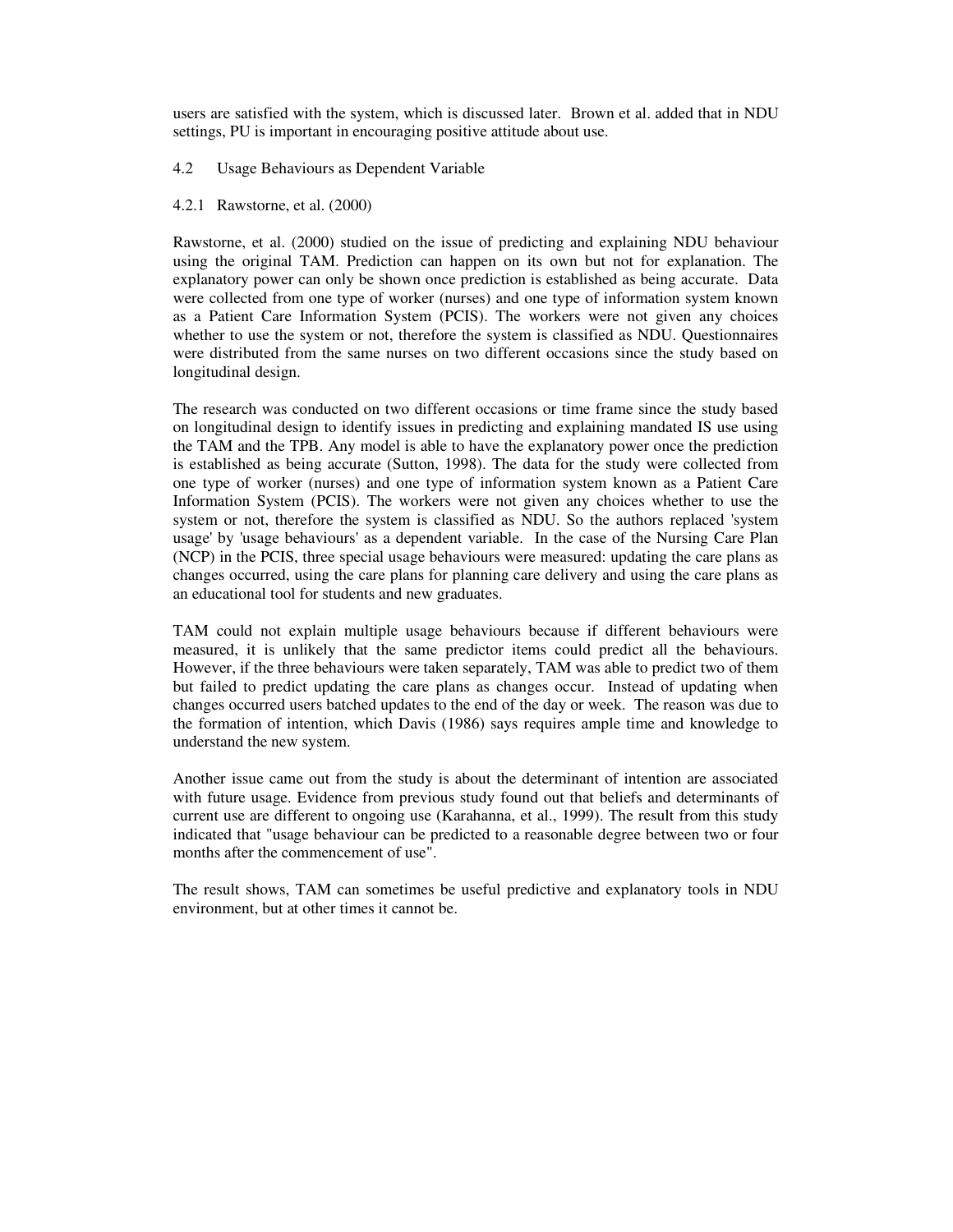users are satisfied with the system, which is discussed later. Brown et al. added that in NDU settings, PU is important in encouraging positive attitude about use.

## 4.2 Usage Behaviours as Dependent Variable

### 4.2.1 Rawstorne, et al. (2000)

Rawstorne, et al. (2000) studied on the issue of predicting and explaining NDU behaviour using the original TAM. Prediction can happen on its own but not for explanation. The explanatory power can only be shown once prediction is established as being accurate. Data were collected from one type of worker (nurses) and one type of information system known as a Patient Care Information System (PCIS). The workers were not given any choices whether to use the system or not, therefore the system is classified as NDU. Questionnaires were distributed from the same nurses on two different occasions since the study based on longitudinal design.

The research was conducted on two different occasions or time frame since the study based on longitudinal design to identify issues in predicting and explaining mandated IS use using the TAM and the TPB. Any model is able to have the explanatory power once the prediction is established as being accurate (Sutton, 1998). The data for the study were collected from one type of worker (nurses) and one type of information system known as a Patient Care Information System (PCIS). The workers were not given any choices whether to use the system or not, therefore the system is classified as NDU. So the authors replaced 'system usage' by 'usage behaviours' as a dependent variable. In the case of the Nursing Care Plan (NCP) in the PCIS, three special usage behaviours were measured: updating the care plans as changes occurred, using the care plans for planning care delivery and using the care plans as an educational tool for students and new graduates.

TAM could not explain multiple usage behaviours because if different behaviours were measured, it is unlikely that the same predictor items could predict all the behaviours. However, if the three behaviours were taken separately, TAM was able to predict two of them but failed to predict updating the care plans as changes occur. Instead of updating when changes occurred users batched updates to the end of the day or week. The reason was due to the formation of intention, which Davis (1986) says requires ample time and knowledge to understand the new system.

Another issue came out from the study is about the determinant of intention are associated with future usage. Evidence from previous study found out that beliefs and determinants of current use are different to ongoing use (Karahanna, et al., 1999). The result from this study indicated that "usage behaviour can be predicted to a reasonable degree between two or four months after the commencement of use".

The result shows, TAM can sometimes be useful predictive and explanatory tools in NDU environment, but at other times it cannot be.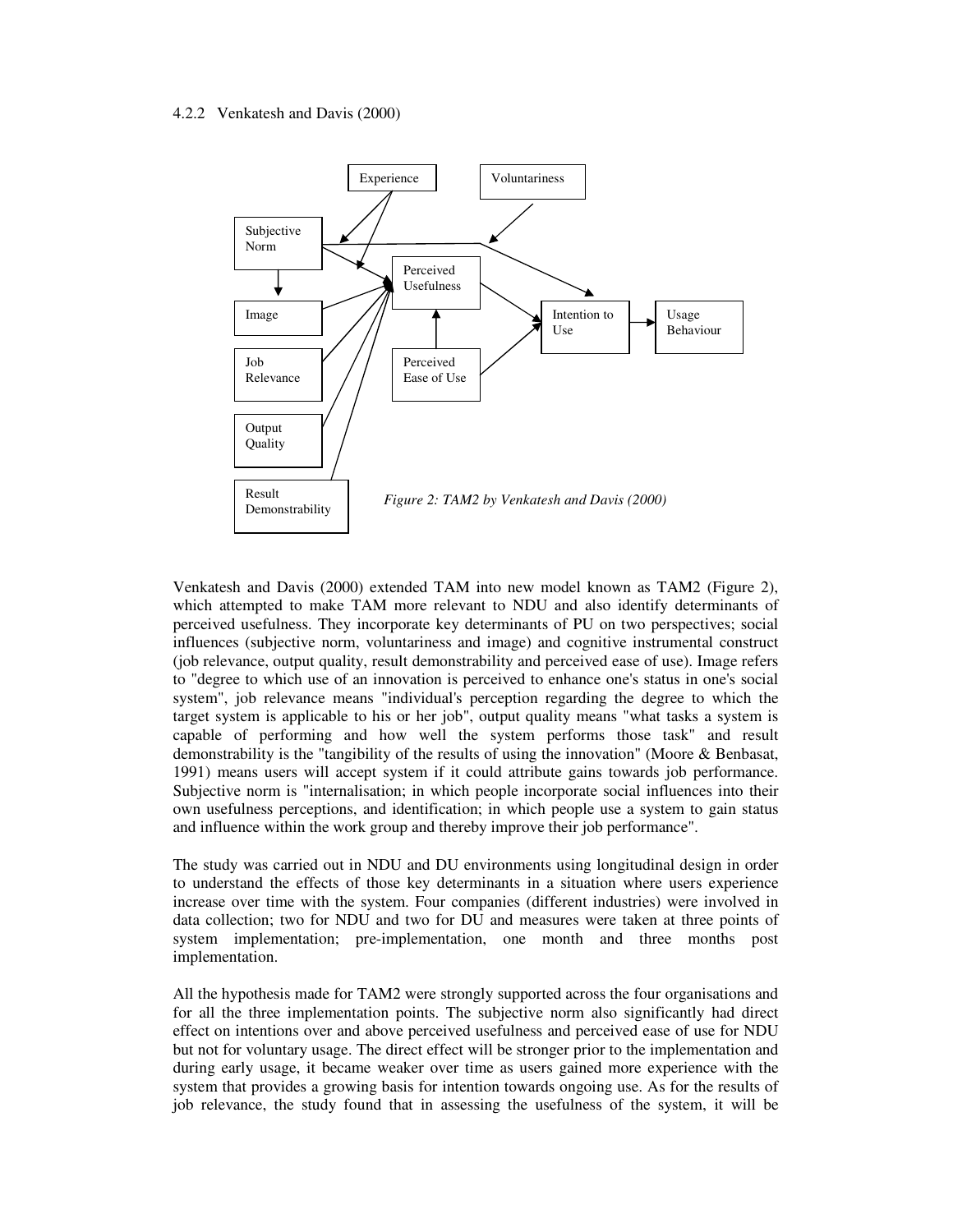### 4.2.2 Venkatesh and Davis (2000)

*Figure 2: TAM2 by Venkatesh and Davis (2000)*

Venkatesh and Davis (2000) extended TAM into new model known as TAM2 (Figure 2), which attempted to make TAM more relevant to NDU and also identify determinants of perceived usefulness. They incorporate key determinants of PU on two perspectives; social influences (subjective norm, voluntariness and image) and cognitive instrumental construct (job relevance, output quality, result demonstrability and perceived ease of use). Image refers to "degree to which use of an innovation is perceived to enhance one's status in one's social system", job relevance means "individual's perception regarding the degree to which the target system is applicable to his or her job", output quality means "what tasks a system is capable of performing and how well the system performs those task" and result demonstrability is the "tangibility of the results of using the innovation" (Moore & Benbasat, 1991) means users will accept system if it could attribute gains towards job performance. Subjective norm is "internalisation; in which people incorporate social influences into their own usefulness perceptions, and identification; in which people use a system to gain status and influence within the work group and thereby improve their job performance".

The study was carried out in NDU and DU environments using longitudinal design in order to understand the effects of those key determinants in a situation where users experience increase over time with the system. Four companies (different industries) were involved in data collection; two for NDU and two for DU and measures were taken at three points of system implementation; pre-implementation, one month and three months post implementation.

All the hypothesis made for TAM2 were strongly supported across the four organisations and for all the three implementation points. The subjective norm also significantly had direct effect on intentions over and above perceived usefulness and perceived ease of use for NDU but not for voluntary usage. The direct effect will be stronger prior to the implementation and during early usage, it became weaker over time as users gained more experience with the system that provides a growing basis for intention towards ongoing use. As for the results of job relevance, the study found that in assessing the usefulness of the system, it will be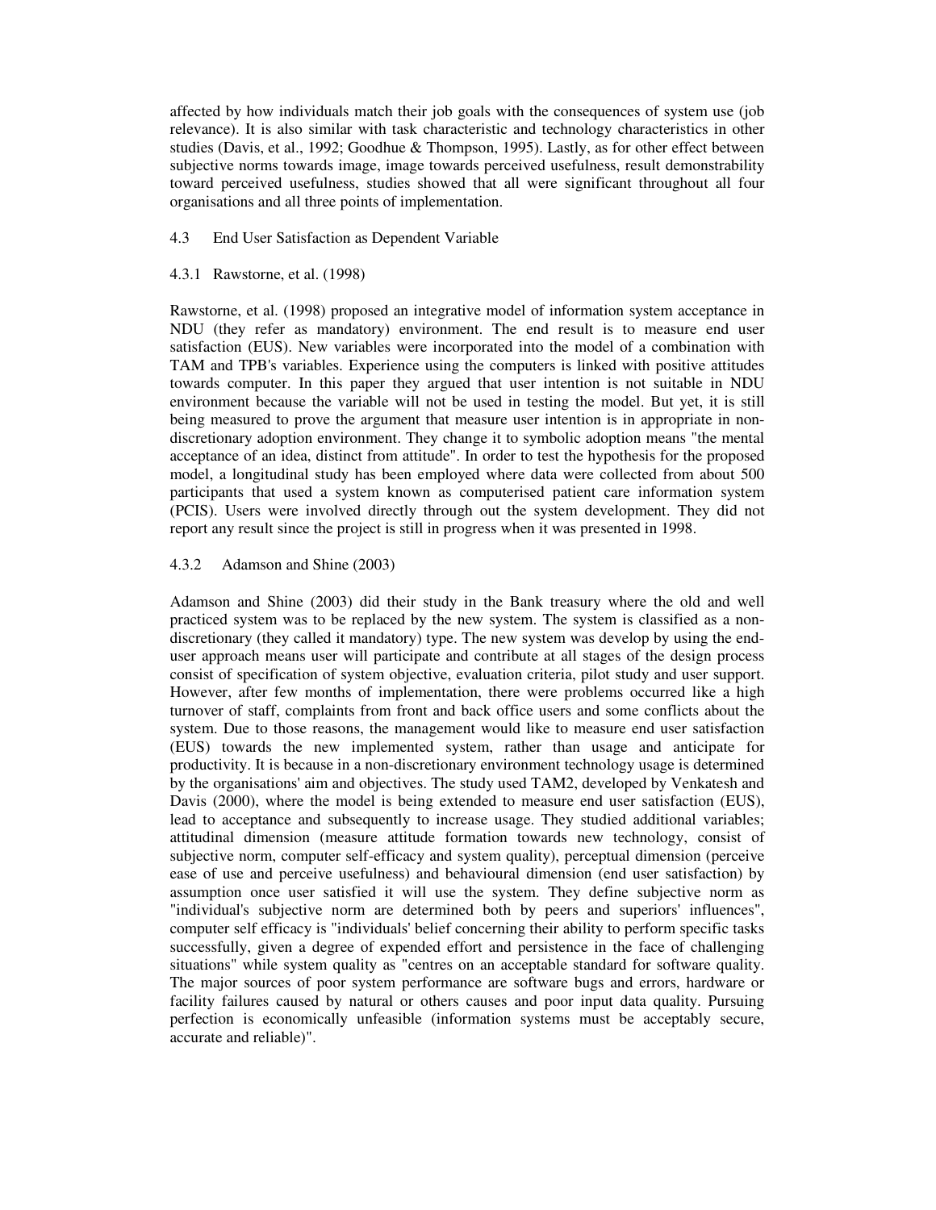affected by how individuals match their job goals with the consequences of system use (job relevance). It is also similar with task characteristic and technology characteristics in other studies (Davis, et al., 1992; Goodhue & Thompson, 1995). Lastly, as for other effect between subjective norms towards image, image towards perceived usefulness, result demonstrability toward perceived usefulness, studies showed that all were significant throughout all four organisations and all three points of implementation.

## 4.3 End User Satisfaction as Dependent Variable

### 4.3.1 Rawstorne, et al. (1998)

Rawstorne, et al. (1998) proposed an integrative model of information system acceptance in NDU (they refer as mandatory) environment. The end result is to measure end user satisfaction (EUS). New variables were incorporated into the model of a combination with TAM and TPB's variables. Experience using the computers is linked with positive attitudes towards computer. In this paper they argued that user intention is not suitable in NDU environment because the variable will not be used in testing the model. But yet, it is still being measured to prove the argument that measure user intention is in appropriate in non-discretionary adoption environment. They change it to symbolic adoption means "the mental acceptance of an idea, distinct from attitude". In order to test the hypothesis for the proposed model, a longitudinal study has been employed where data were collected from about 500 participants that used a system known as computerised patient care information system (PCIS). Users were involved directly through out the system development. They did not report any result since the project is still in progress when it was presented in 1998.

### 4.3.2 Adamson and Shine (2003)

Adamson and Shine (2003) did their study in the Bank treasury where the old and well practiced system was to be replaced by the new system. The system is classified as a non-discretionary (they called it mandatory) type. The new system was develop by using the end-user approach means user will participate and contribute at all stages of the design process consist of specification of system objective, evaluation criteria, pilot study and user support. However, after few months of implementation, there were problems occurred like a high turnover of staff, complaints from front and back office users and some conflicts about the system. Due to those reasons, the management would like to measure end user satisfaction (EUS) towards the new implemented system, rather than usage and anticipate for productivity. It is because in a non-discretionary environment technology usage is determined by the organisations' aim and objectives. The study used TAM2, developed by Venkatesh and Davis (2000), where the model is being extended to measure end user satisfaction (EUS), lead to acceptance and subsequently to increase usage. They studied additional variables; attitudinal dimension (measure attitude formation towards new technology, consist of subjective norm, computer self-efficacy and system quality), perceptual dimension (perceive ease of use and perceive usefulness) and behavioural dimension (end user satisfaction) by assumption once user satisfied it will use the system. They define subjective norm as "individual's subjective norm are determined both by peers and superiors' influences", computer self efficacy is "individuals' belief concerning their ability to perform specific tasks successfully, given a degree of expended effort and persistence in the face of challenging situations" while system quality as "centres on an acceptable standard for software quality. The major sources of poor system performance are software bugs and errors, hardware or facility failures caused by natural or others causes and poor input data quality. Pursuing perfection is economically unfeasible (information systems must be acceptably secure, accurate and reliable)".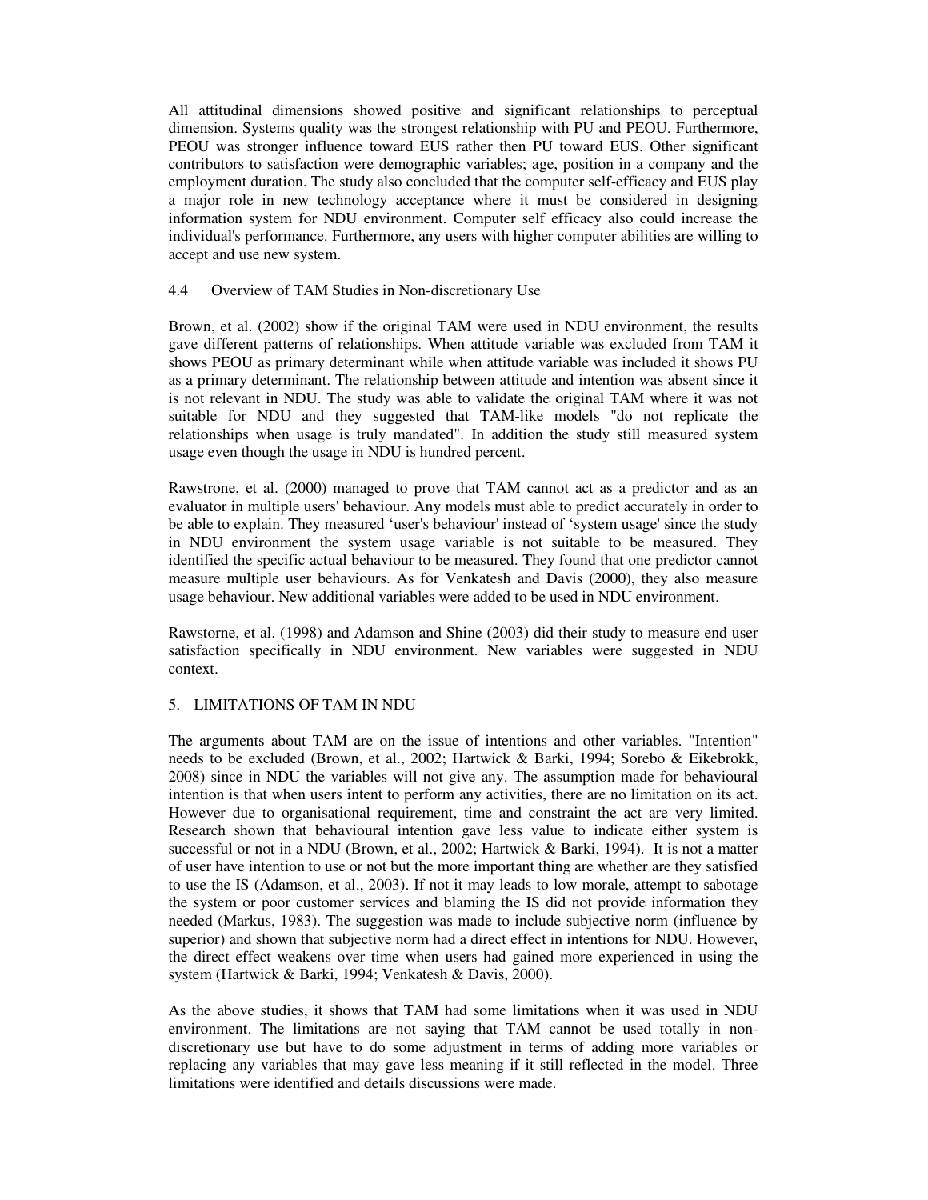All attitudinal dimensions showed positive and significant relationships to perceptual dimension. Systems quality was the strongest relationship with PU and PEOU. Furthermore, PEOU was stronger influence toward EUS rather then PU toward EUS. Other significant contributors to satisfaction were demographic variables; age, position in a company and the employment duration. The study also concluded that the computer self-efficacy and EUS play a major role in new technology acceptance where it must be considered in designing information system for NDU environment. Computer self efficacy also could increase the individual's performance. Furthermore, any users with higher computer abilities are willing to accept and use new system.

### 4.4 Overview of TAM Studies in Non-discretionary Use

Brown, et al. (2002) show if the original TAM were used in NDU environment, the results gave different patterns of relationships. When attitude variable was excluded from TAM it shows PEOU as primary determinant while when attitude variable was included it shows PU as a primary determinant. The relationship between attitude and intention was absent since it is not relevant in NDU. The study was able to validate the original TAM where it was not suitable for NDU and they suggested that TAM-like models "do not replicate the relationships when usage is truly mandated". In addition the study still measured system usage even though the usage in NDU is hundred percent.

Rawstrone, et al. (2000) managed to prove that TAM cannot act as a predictor and as an evaluator in multiple users' behaviour. Any models must able to predict accurately in order to be able to explain. They measured 'user's behaviour' instead of 'system usage' since the study in NDU environment the system usage variable is not suitable to be measured. They identified the specific actual behaviour to be measured. They found that one predictor cannot measure multiple user behaviours. As for Venkatesh and Davis (2000), they also measure usage behaviour. New additional variables were added to be used in NDU environment.

Rawstorne, et al. (1998) and Adamson and Shine (2003) did their study to measure end user satisfaction specifically in NDU environment. New variables were suggested in NDU context.

## 5. LIMITATIONS OF TAM IN NDU

The arguments about TAM are on the issue of intentions and other variables. "Intention" needs to be excluded (Brown, et al., 2002; Hartwick & Barki, 1994; Sorebo & Eikebrokk, 2008) since in NDU the variables will not give any. The assumption made for behavioural intention is that when users intent to perform any activities, there are no limitation on its act. However due to organisational requirement, time and constraint the act are very limited. Research shown that behavioural intention gave less value to indicate either system is successful or not in a NDU (Brown, et al., 2002; Hartwick & Barki, 1994). It is not a matter of user have intention to use or not but the more important thing are whether are they satisfied to use the IS (Adamson, et al., 2003). If not it may leads to low morale, attempt to sabotage the system or poor customer services and blaming the IS did not provide information they needed (Markus, 1983). The suggestion was made to include subjective norm (influence by superior) and shown that subjective norm had a direct effect in intentions for NDU. However, the direct effect weakens over time when users had gained more experienced in using the system (Hartwick & Barki, 1994; Venkatesh & Davis, 2000).

As the above studies, it shows that TAM had some limitations when it was used in NDU environment. The limitations are not saying that TAM cannot be used totally in non-discretionary use but have to do some adjustment in terms of adding more variables or replacing any variables that may gave less meaning if it still reflected in the model. Three limitations were identified and details discussions were made.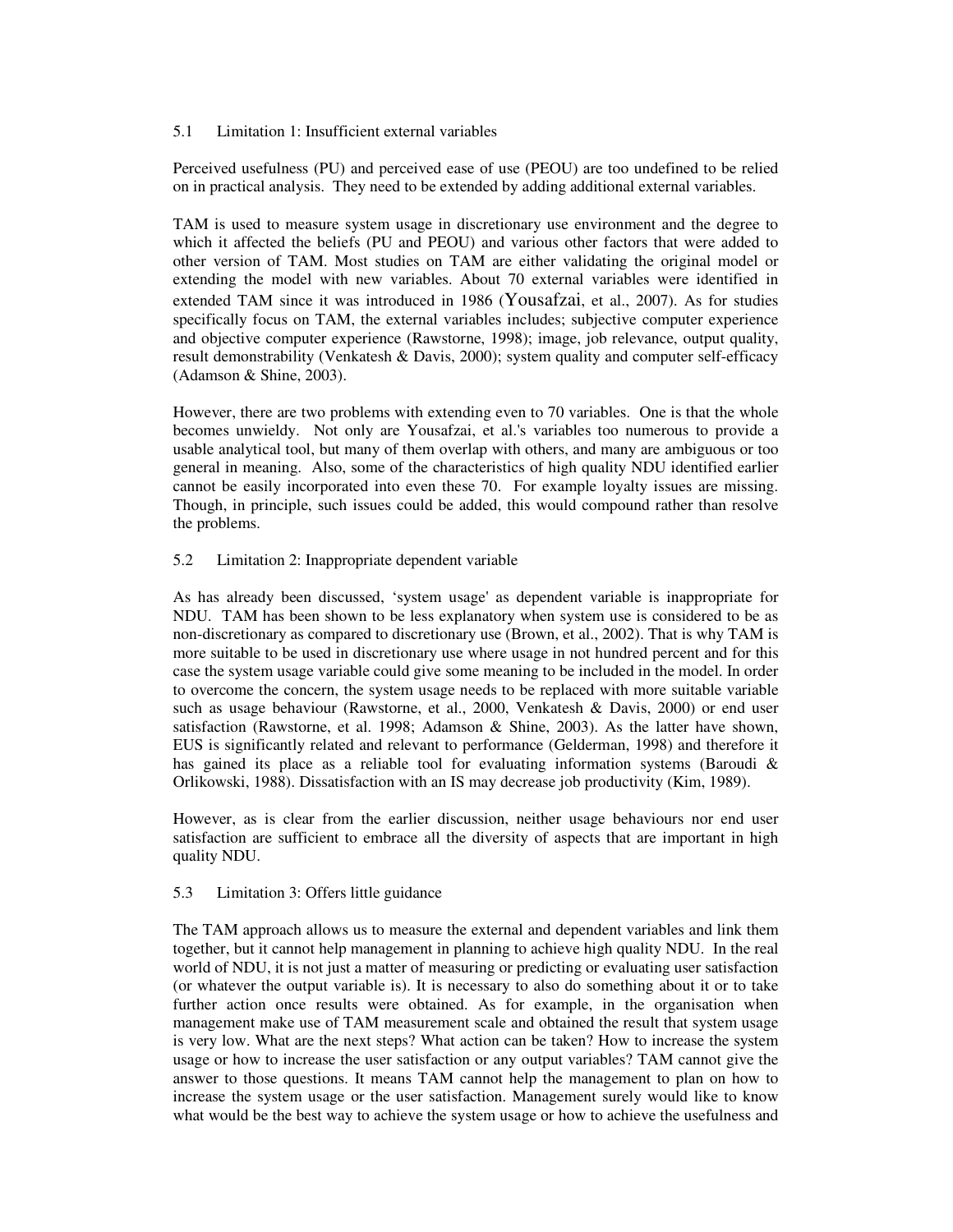### 5.1 Limitation 1: Insufficient external variables

Perceived usefulness (PU) and perceived ease of use (PEOU) are too undefined to be relied on in practical analysis. They need to be extended by adding additional external variables.

TAM is used to measure system usage in discretionary use environment and the degree to which it affected the beliefs (PU and PEOU) and various other factors that were added to other version of TAM. Most studies on TAM are either validating the original model or extending the model with new variables. About 70 external variables were identified in extended TAM since it was introduced in 1986 (Yousafzai, et al., 2007). As for studies specifically focus on TAM, the external variables includes; subjective computer experience and objective computer experience (Rawstorne, 1998); image, job relevance, output quality, result demonstrability (Venkatesh & Davis, 2000); system quality and computer self-efficacy (Adamson & Shine, 2003).

However, there are two problems with extending even to 70 variables. One is that the whole becomes unwieldy. Not only are Yousafzai, et al.'s variables too numerous to provide a usable analytical tool, but many of them overlap with others, and many are ambiguous or too general in meaning. Also, some of the characteristics of high quality NDU identified earlier cannot be easily incorporated into even these 70. For example loyalty issues are missing. Though, in principle, such issues could be added, this would compound rather than resolve the problems.

### 5.2 Limitation 2: Inappropriate dependent variable

As has already been discussed, 'system usage' as dependent variable is inappropriate for NDU. TAM has been shown to be less explanatory when system use is considered to be as non-discretionary as compared to discretionary use (Brown, et al., 2002). That is why TAM is more suitable to be used in discretionary use where usage in not hundred percent and for this case the system usage variable could give some meaning to be included in the model. In order to overcome the concern, the system usage needs to be replaced with more suitable variable such as usage behaviour (Rawstorne, et al., 2000, Venkatesh & Davis, 2000) or end user satisfaction (Rawstorne, et al. 1998; Adamson & Shine, 2003). As the latter have shown, EUS is significantly related and relevant to performance (Gelderman, 1998) and therefore it has gained its place as a reliable tool for evaluating information systems (Baroudi & Orlikowski, 1988). Dissatisfaction with an IS may decrease job productivity (Kim, 1989).

However, as is clear from the earlier discussion, neither usage behaviours nor end user satisfaction are sufficient to embrace all the diversity of aspects that are important in high quality NDU.

### 5.3 Limitation 3: Offers little guidance

The TAM approach allows us to measure the external and dependent variables and link them together, but it cannot help management in planning to achieve high quality NDU. In the real world of NDU, it is not just a matter of measuring or predicting or evaluating user satisfaction (or whatever the output variable is). It is necessary to also do something about it or to take further action once results were obtained. As for example, in the organisation when management make use of TAM measurement scale and obtained the result that system usage is very low. What are the next steps? What action can be taken? How to increase the system usage or how to increase the user satisfaction or any output variables? TAM cannot give the answer to those questions. It means TAM cannot help the management to plan on how to increase the system usage or the user satisfaction. Management surely would like to know what would be the best way to achieve the system usage or how to achieve the usefulness and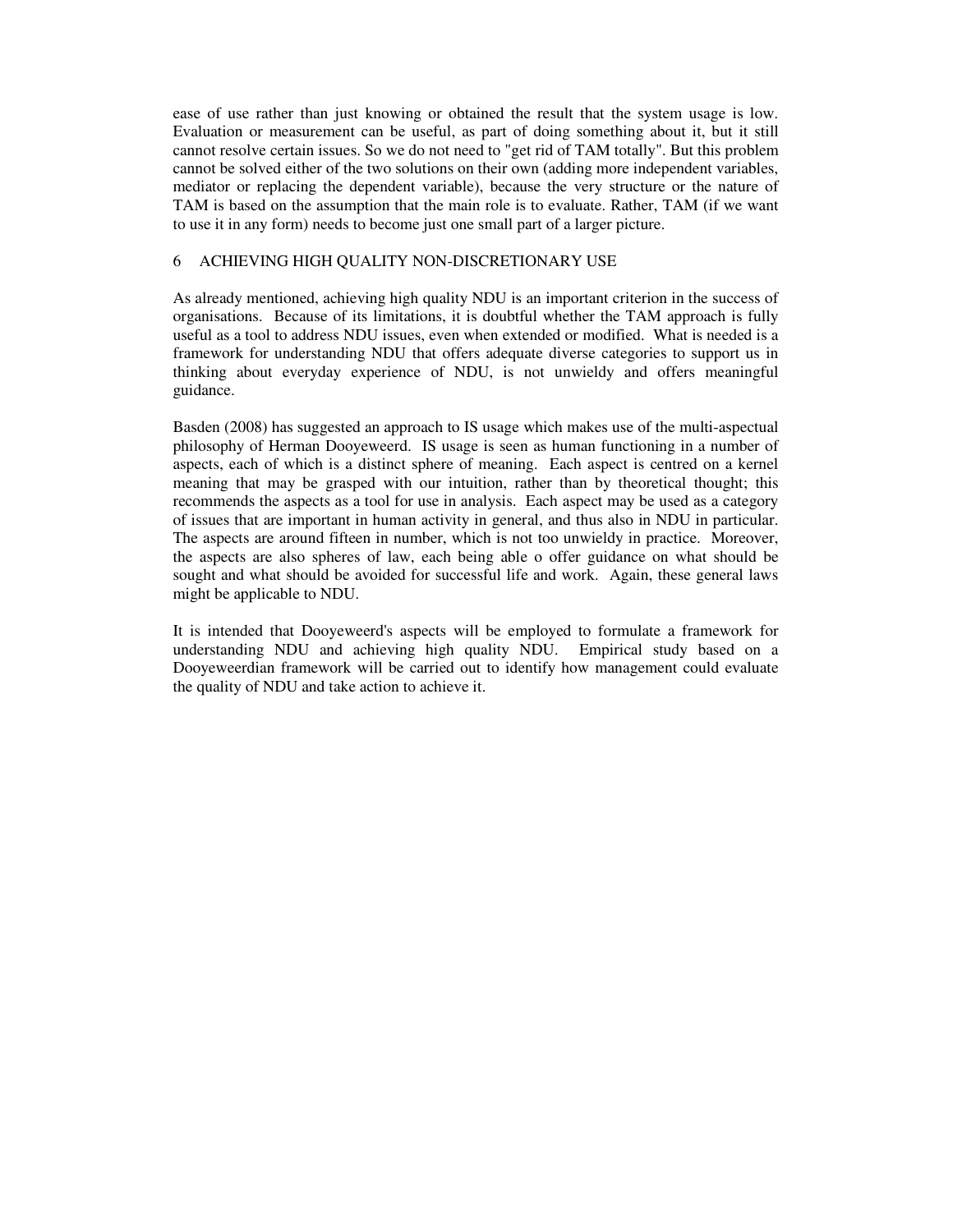ease of use rather than just knowing or obtained the result that the system usage is low. Evaluation or measurement can be useful, as part of doing something about it, but it still cannot resolve certain issues. So we do not need to "get rid of TAM totally". But this problem cannot be solved either of the two solutions on their own (adding more independent variables, mediator or replacing the dependent variable), because the very structure or the nature of TAM is based on the assumption that the main role is to evaluate. Rather, TAM (if we want to use it in any form) needs to become just one small part of a larger picture.

## 6 ACHIEVING HIGH QUALITY NON-DISCRETIONARY USE

As already mentioned, achieving high quality NDU is an important criterion in the success of organisations. Because of its limitations, it is doubtful whether the TAM approach is fully useful as a tool to address NDU issues, even when extended or modified. What is needed is a framework for understanding NDU that offers adequate diverse categories to support us in thinking about everyday experience of NDU, is not unwieldy and offers meaningful guidance.

Basden (2008) has suggested an approach to IS usage which makes use of the multi-aspectual philosophy of Herman Dooyeweerd. IS usage is seen as human functioning in a number of aspects, each of which is a distinct sphere of meaning. Each aspect is centred on a kernel meaning that may be grasped with our intuition, rather than by theoretical thought; this recommends the aspects as a tool for use in analysis. Each aspect may be used as a category of issues that are important in human activity in general, and thus also in NDU in particular. The aspects are around fifteen in number, which is not too unwieldy in practice. Moreover, the aspects are also spheres of law, each being able o offer guidance on what should be sought and what should be avoided for successful life and work. Again, these general laws might be applicable to NDU.

It is intended that Dooyeweerd's aspects will be employed to formulate a framework for understanding NDU and achieving high quality NDU. Empirical study based on a Dooyeweerdian framework will be carried out to identify how management could evaluate the quality of NDU and take action to achieve it.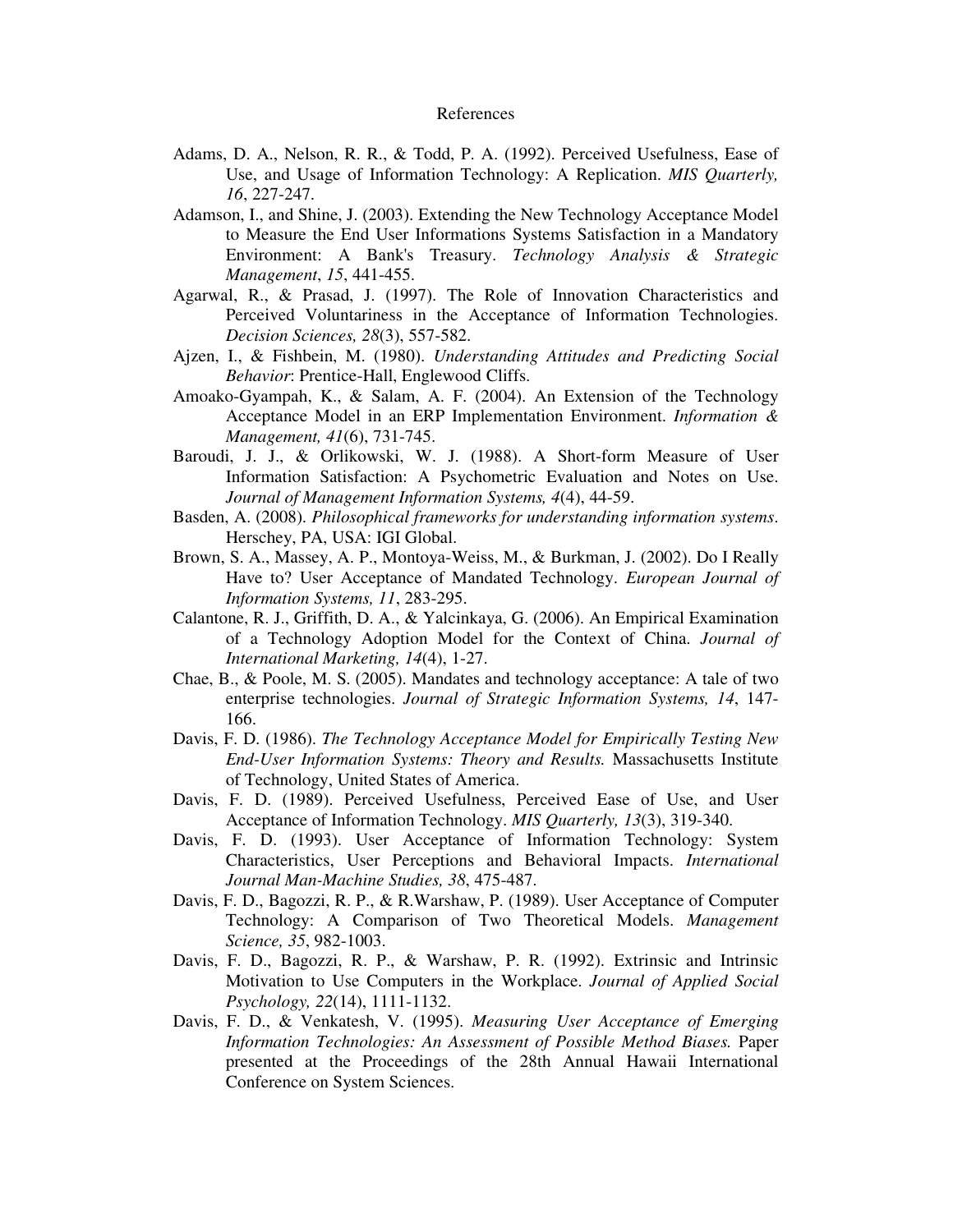# References

Adams, D. A., Nelson, R. R., & Todd, P. A. (1992). Perceived Usefulness, Ease of Use, and Usage of Information Technology: A Replication. *MIS Quarterly, 16*, 227-247.

Adamson, I., and Shine, J. (2003). Extending the New Technology Acceptance Model to Measure the End User Informations Systems Satisfaction in a Mandatory Environment: A Bank's Treasury. *Technology Analysis & Strategic Management*, *15*, 441-455.

Agarwal, R., & Prasad, J. (1997). The Role of Innovation Characteristics and Perceived Voluntariness in the Acceptance of Information Technologies. *Decision Sciences, 28*(3), 557-582.

Ajzen, I., & Fishbein, M. (1980). *Understanding Attitudes and Predicting Social Behavior*: Prentice-Hall, Englewood Cliffs.

Amoako-Gyampah, K., & Salam, A. F. (2004). An Extension of the Technology Acceptance Model in an ERP Implementation Environment. *Information & Management, 41*(6), 731-745.

Baroudi, J. J., & Orlikowski, W. J. (1988). A Short-form Measure of User Information Satisfaction: A Psychometric Evaluation and Notes on Use. *Journal of Management Information Systems, 4*(4), 44-59.

Basden, A. (2008). *Philosophical frameworks for understanding information systems*. Herschey, PA, USA: IGI Global.

Brown, S. A., Massey, A. P., Montoya-Weiss, M., & Burkman, J. (2002). Do I Really Have to? User Acceptance of Mandated Technology. *European Journal of Information Systems, 11*, 283-295.

Calantone, R. J., Griffith, D. A., & Yalcinkaya, G. (2006). An Empirical Examination of a Technology Adoption Model for the Context of China. *Journal of International Marketing, 14*(4), 1-27.

Chae, B., & Poole, M. S. (2005). Mandates and technology acceptance: A tale of two enterprise technologies. *Journal of Strategic Information Systems, 14*, 147-166.

Davis, F. D. (1986). *The Technology Acceptance Model for Empirically Testing New End-User Information Systems: Theory and Results.* Massachusetts Institute of Technology, United States of America.

Davis, F. D. (1989). Perceived Usefulness, Perceived Ease of Use, and User Acceptance of Information Technology. *MIS Quarterly, 13*(3), 319-340.

Davis, F. D. (1993). User Acceptance of Information Technology: System Characteristics, User Perceptions and Behavioral Impacts. *International Journal Man-Machine Studies, 38*, 475-487.

Davis, F. D., Bagozzi, R. P., & R.Warshaw, P. (1989). User Acceptance of Computer Technology: A Comparison of Two Theoretical Models. *Management Science, 35*, 982-1003.

Davis, F. D., Bagozzi, R. P., & Warshaw, P. R. (1992). Extrinsic and Intrinsic Motivation to Use Computers in the Workplace. *Journal of Applied Social Psychology, 22*(14), 1111-1132.

Davis, F. D., & Venkatesh, V. (1995). *Measuring User Acceptance of Emerging Information Technologies: An Assessment of Possible Method Biases.* Paper presented at the Proceedings of the 28th Annual Hawaii International Conference on System Sciences.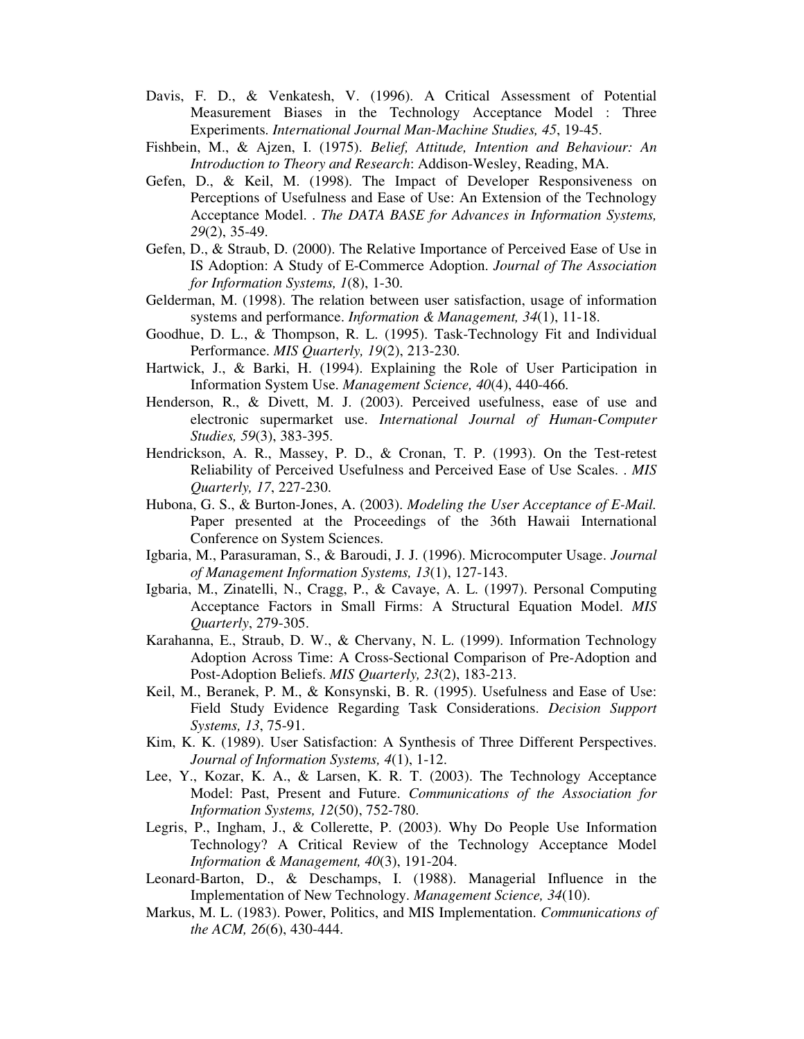Davis, F. D., & Venkatesh, V. (1996). A Critical Assessment of Potential Measurement Biases in the Technology Acceptance Model : Three Experiments. *International Journal Man-Machine Studies, 45*, 19-45.

Fishbein, M., & Ajzen, I. (1975). *Belief, Attitude, Intention and Behaviour: An Introduction to Theory and Research*: Addison-Wesley, Reading, MA.

Gefen, D., & Keil, M. (1998). The Impact of Developer Responsiveness on Perceptions of Usefulness and Ease of Use: An Extension of the Technology Acceptance Model. . *The DATA BASE for Advances in Information Systems, 29*(2), 35-49.

Gefen, D., & Straub, D. (2000). The Relative Importance of Perceived Ease of Use in IS Adoption: A Study of E-Commerce Adoption. *Journal of The Association for Information Systems, 1*(8), 1-30.

Gelderman, M. (1998). The relation between user satisfaction, usage of information systems and performance. *Information & Management, 34*(1), 11-18.

Goodhue, D. L., & Thompson, R. L. (1995). Task-Technology Fit and Individual Performance. *MIS Quarterly, 19*(2), 213-230.

Hartwick, J., & Barki, H. (1994). Explaining the Role of User Participation in Information System Use. *Management Science, 40*(4), 440-466.

Henderson, R., & Divett, M. J. (2003). Perceived usefulness, ease of use and electronic supermarket use. *International Journal of Human-Computer Studies, 59*(3), 383-395.

Hendrickson, A. R., Massey, P. D., & Cronan, T. P. (1993). On the Test-retest Reliability of Perceived Usefulness and Perceived Ease of Use Scales. . *MIS Quarterly, 17*, 227-230.

Hubona, G. S., & Burton-Jones, A. (2003). *Modeling the User Acceptance of E-Mail.* Paper presented at the Proceedings of the 36th Hawaii International Conference on System Sciences.

Igbaria, M., Parasuraman, S., & Baroudi, J. J. (1996). Microcomputer Usage. *Journal of Management Information Systems, 13*(1), 127-143.

Igbaria, M., Zinatelli, N., Cragg, P., & Cavaye, A. L. (1997). Personal Computing Acceptance Factors in Small Firms: A Structural Equation Model. *MIS Quarterly*, 279-305.

Karahanna, E., Straub, D. W., & Chervany, N. L. (1999). Information Technology Adoption Across Time: A Cross-Sectional Comparison of Pre-Adoption and Post-Adoption Beliefs. *MIS Quarterly, 23*(2), 183-213.

Keil, M., Beranek, P. M., & Konsynski, B. R. (1995). Usefulness and Ease of Use: Field Study Evidence Regarding Task Considerations. *Decision Support Systems, 13*, 75-91.

Kim, K. K. (1989). User Satisfaction: A Synthesis of Three Different Perspectives. *Journal of Information Systems, 4*(1), 1-12.

Lee, Y., Kozar, K. A., & Larsen, K. R. T. (2003). The Technology Acceptance Model: Past, Present and Future. *Communications of the Association for Information Systems, 12*(50), 752-780.

Legris, P., Ingham, J., & Collerette, P. (2003). Why Do People Use Information Technology? A Critical Review of the Technology Acceptance Model *Information & Management, 40*(3), 191-204.

Leonard-Barton, D., & Deschamps, I. (1988). Managerial Influence in the Implementation of New Technology. *Management Science, 34*(10).

Markus, M. L. (1983). Power, Politics, and MIS Implementation. *Communications of the ACM, 26*(6), 430-444.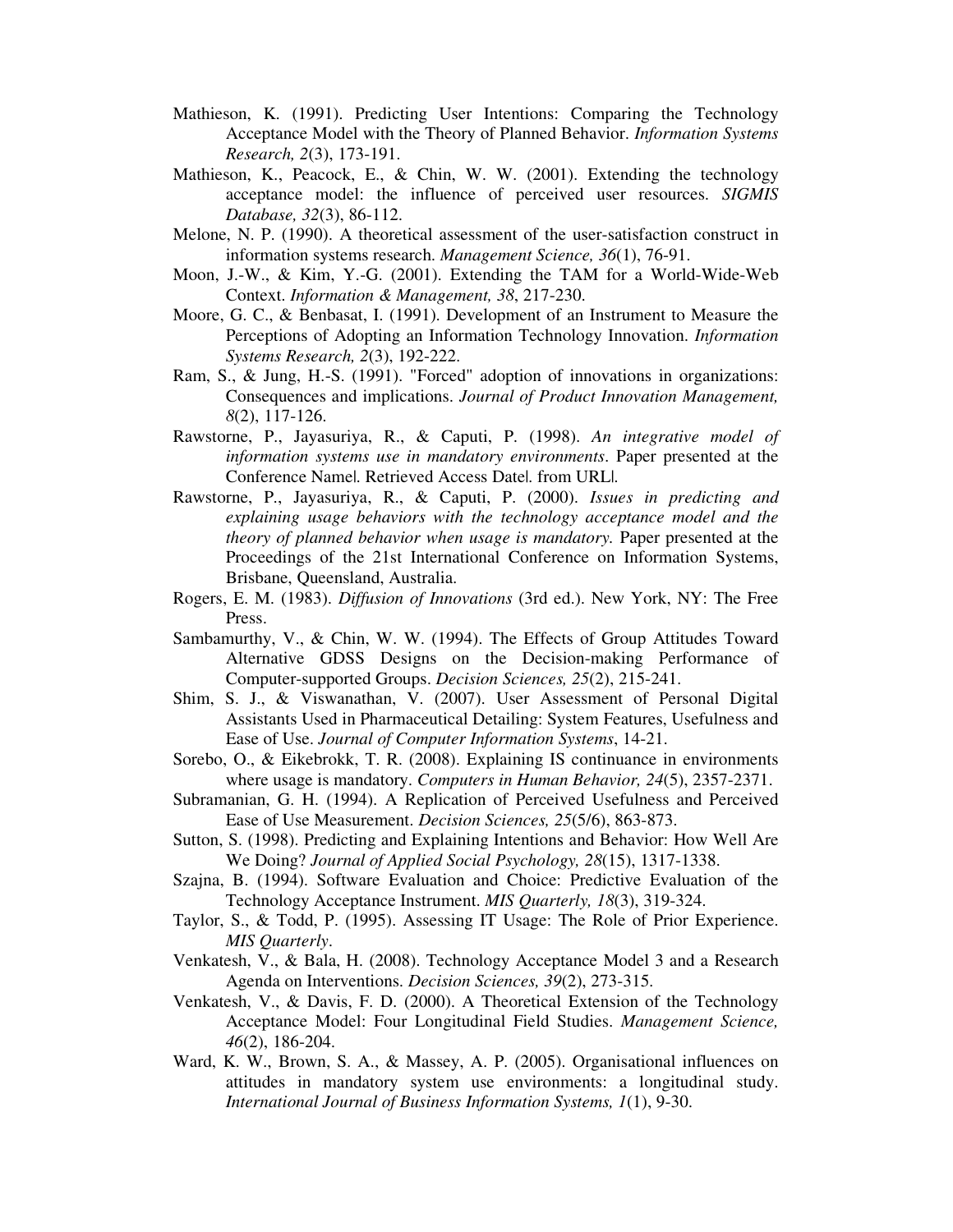Mathieson, K. (1991). Predicting User Intentions: Comparing the Technology Acceptance Model with the Theory of Planned Behavior. *Information Systems Research, 2*(3), 173-191.

Mathieson, K., Peacock, E., & Chin, W. W. (2001). Extending the technology acceptance model: the influence of perceived user resources. *SIGMIS Database, 32*(3), 86-112.

Melone, N. P. (1990). A theoretical assessment of the user-satisfaction construct in information systems research. *Management Science, 36*(1), 76-91.

Moon, J.-W., & Kim, Y.-G. (2001). Extending the TAM for a World-Wide-Web Context. *Information & Management, 38*, 217-230.

Moore, G. C., & Benbasat, I. (1991). Development of an Instrument to Measure the Perceptions of Adopting an Information Technology Innovation. *Information Systems Research, 2*(3), 192-222.

Ram, S., & Jung, H.-S. (1991). "Forced" adoption of innovations in organizations: Consequences and implications. *Journal of Product Innovation Management, 8*(2), 117-126.

Rawstorne, P., Jayasuriya, R., & Caputi, P. (1998). *An integrative model of information systems use in mandatory environments*. Paper presented at the Conference Name|. Retrieved Access Date|. from URL|.

Rawstorne, P., Jayasuriya, R., & Caputi, P. (2000). *Issues in predicting and explaining usage behaviors with the technology acceptance model and the theory of planned behavior when usage is mandatory.* Paper presented at the Proceedings of the 21st International Conference on Information Systems, Brisbane, Queensland, Australia.

Rogers, E. M. (1983). *Diffusion of Innovations* (3rd ed.). New York, NY: The Free Press.

Sambamurthy, V., & Chin, W. W. (1994). The Effects of Group Attitudes Toward Alternative GDSS Designs on the Decision-making Performance of Computer-supported Groups. *Decision Sciences, 25*(2), 215-241.

Shim, S. J., & Viswanathan, V. (2007). User Assessment of Personal Digital Assistants Used in Pharmaceutical Detailing: System Features, Usefulness and Ease of Use. *Journal of Computer Information Systems*, 14-21.

Sorebo, O., & Eikebrokk, T. R. (2008). Explaining IS continuance in environments where usage is mandatory. *Computers in Human Behavior, 24*(5), 2357-2371.

Subramanian, G. H. (1994). A Replication of Perceived Usefulness and Perceived Ease of Use Measurement. *Decision Sciences, 25*(5/6), 863-873.

Sutton, S. (1998). Predicting and Explaining Intentions and Behavior: How Well Are We Doing? *Journal of Applied Social Psychology, 28*(15), 1317-1338.

Szajna, B. (1994). Software Evaluation and Choice: Predictive Evaluation of the Technology Acceptance Instrument. *MIS Quarterly, 18*(3), 319-324.

Taylor, S., & Todd, P. (1995). Assessing IT Usage: The Role of Prior Experience. *MIS Quarterly*.

Venkatesh, V., & Bala, H. (2008). Technology Acceptance Model 3 and a Research Agenda on Interventions. *Decision Sciences, 39*(2), 273-315.

Venkatesh, V., & Davis, F. D. (2000). A Theoretical Extension of the Technology Acceptance Model: Four Longitudinal Field Studies. *Management Science, 46*(2), 186-204.

Ward, K. W., Brown, S. A., & Massey, A. P. (2005). Organisational influences on attitudes in mandatory system use environments: a longitudinal study. *International Journal of Business Information Systems, 1*(1), 9-30.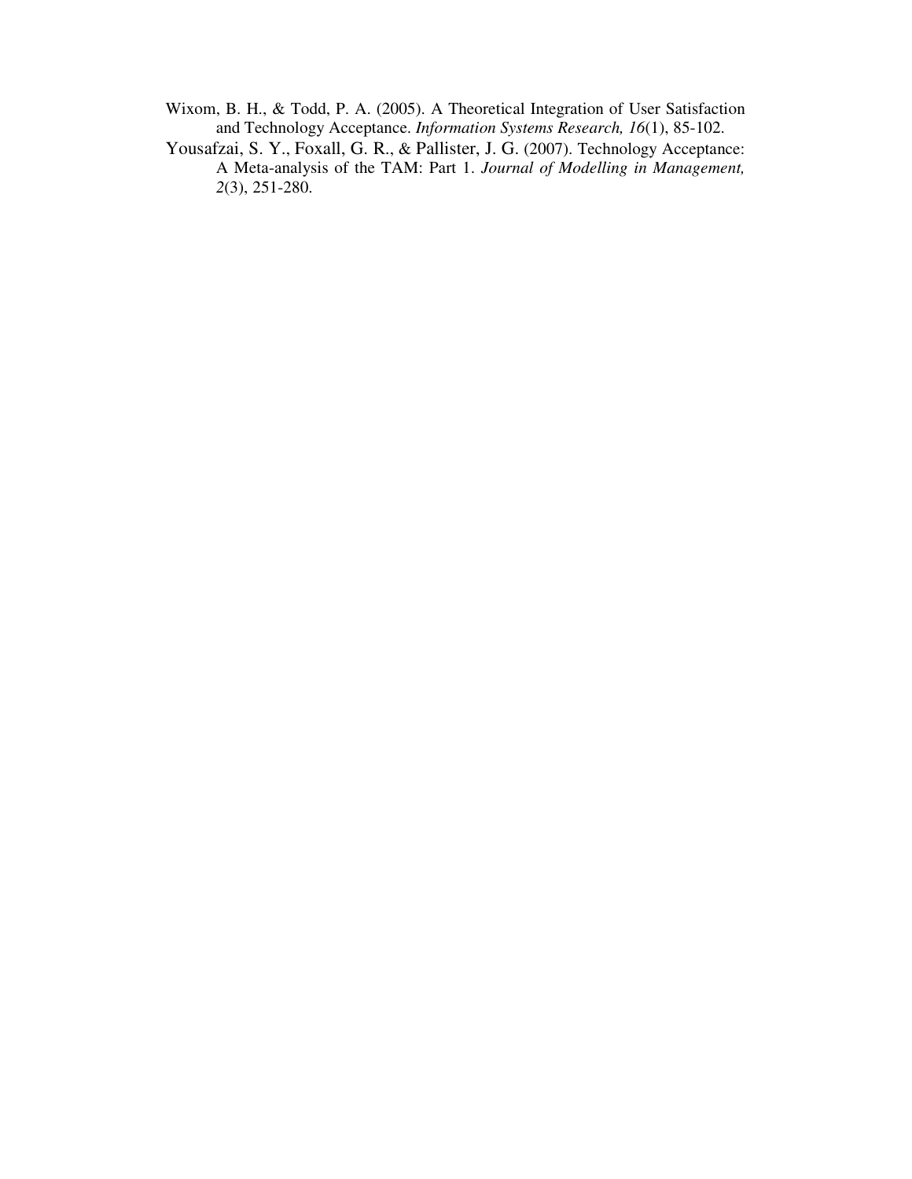Wixom, B. H., & Todd, P. A. (2005). A Theoretical Integration of User Satisfaction and Technology Acceptance. *Information Systems Research, 16*(1), 85-102.

Yousafzai, S. Y., Foxall, G. R., & Pallister, J. G. (2007). Technology Acceptance: A Meta-analysis of the TAM: Part 1. *Journal of Modelling in Management, 2*(3), 251-280.